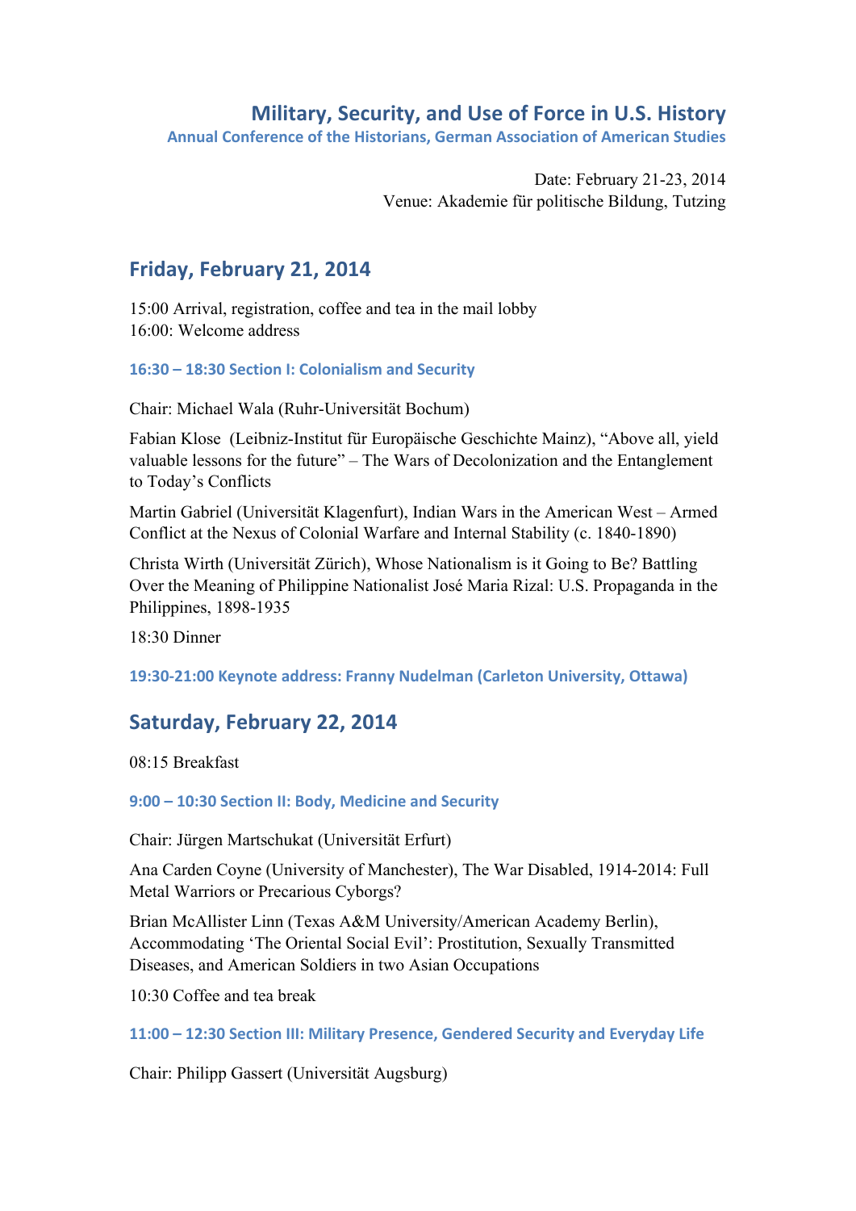# Military, Security, and Use of Force in U.S. History

**Annual Conference of the Historians, German Association of American Studies**

Date: February 21-23, 2014
Venue: Akademie für politische Bildung, Tutzing

## Friday, February 21, 2014

15:00 Arrival, registration, coffee and tea in the mail lobby
16:00: Welcome address

### 16:30 – 18:30 Section I: Colonialism and Security

Chair: Michael Wala (Ruhr-Universität Bochum)

Fabian Klose (Leibniz-Institut für Europäische Geschichte Mainz), "Above all, yield valuable lessons for the future" – The Wars of Decolonization and the Entanglement to Today's Conflicts

Martin Gabriel (Universität Klagenfurt), Indian Wars in the American West – Armed Conflict at the Nexus of Colonial Warfare and Internal Stability (c. 1840-1890)

Christa Wirth (Universität Zürich), Whose Nationalism is it Going to Be? Battling Over the Meaning of Philippine Nationalist José Maria Rizal: U.S. Propaganda in the Philippines, 1898-1935

18:30 Dinner

### 19:30-21:00 Keynote address: Franny Nudelman (Carleton University, Ottawa)

## Saturday, February 22, 2014

08:15 Breakfast

### 9:00 – 10:30 Section II: Body, Medicine and Security

Chair: Jürgen Martschukat (Universität Erfurt)

Ana Carden Coyne (University of Manchester), The War Disabled, 1914-2014: Full Metal Warriors or Precarious Cyborgs?

Brian McAllister Linn (Texas A&M University/American Academy Berlin), Accommodating 'The Oriental Social Evil': Prostitution, Sexually Transmitted Diseases, and American Soldiers in two Asian Occupations

10:30 Coffee and tea break

### 11:00 – 12:30 Section III: Military Presence, Gendered Security and Everyday Life

Chair: Philipp Gassert (Universität Augsburg)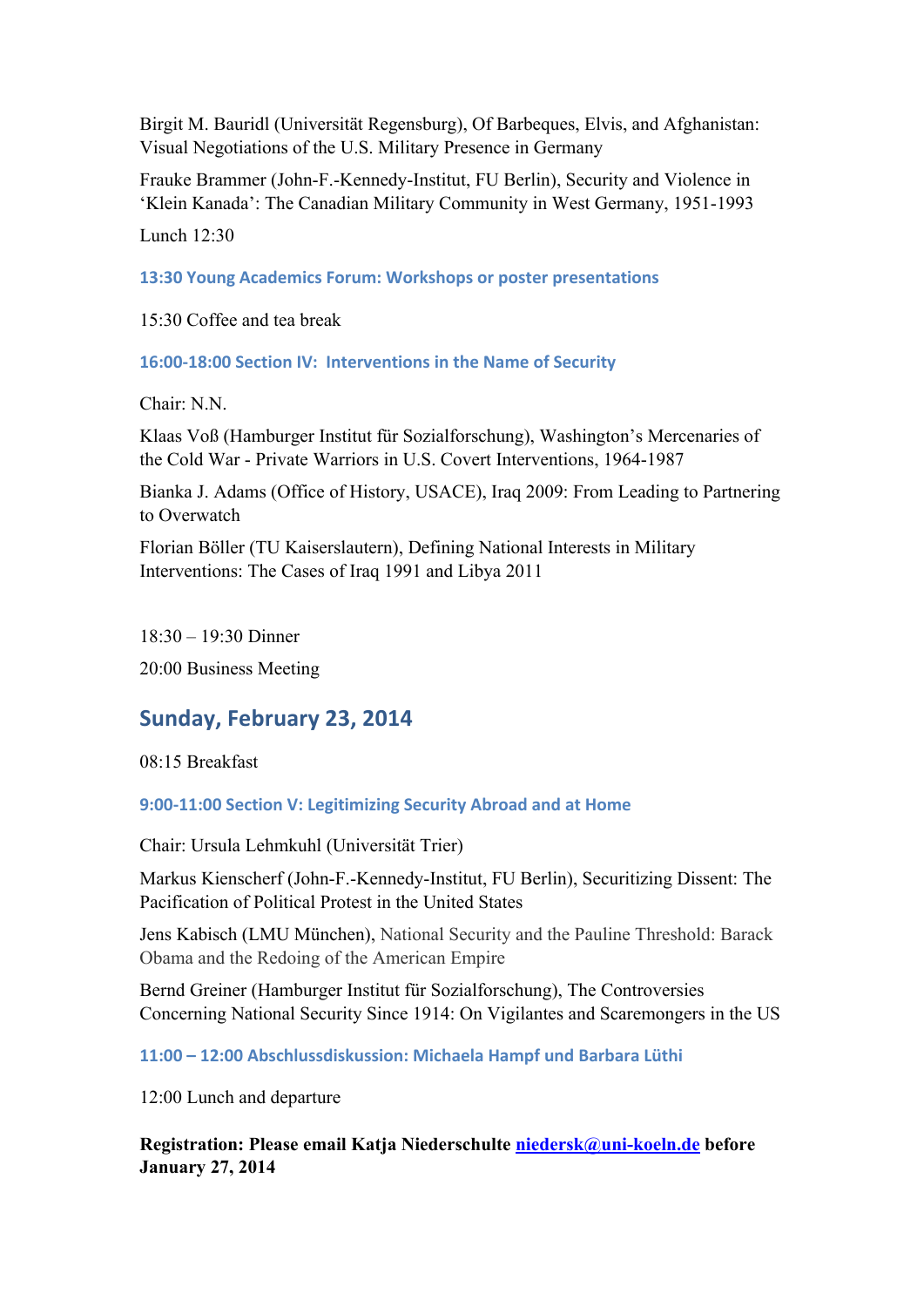Birgit M. Bauridl (Universität Regensburg), Of Barbeques, Elvis, and Afghanistan: Visual Negotiations of the U.S. Military Presence in Germany

Frauke Brammer (John-F.-Kennedy-Institut, FU Berlin), Security and Violence in 'Klein Kanada': The Canadian Military Community in West Germany, 1951-1993

Lunch 12:30

### 13:30 Young Academics Forum: Workshops or poster presentations

15:30 Coffee and tea break

### 16:00-18:00 Section IV: Interventions in the Name of Security

Chair: N.N.

Klaas Voß (Hamburger Institut für Sozialforschung), Washington's Mercenaries of the Cold War - Private Warriors in U.S. Covert Interventions, 1964-1987

Bianka J. Adams (Office of History, USACE), Iraq 2009: From Leading to Partnering to Overwatch

Florian Böller (TU Kaiserslautern), Defining National Interests in Military Interventions: The Cases of Iraq 1991 and Libya 2011

18:30 – 19:30 Dinner

20:00 Business Meeting

## Sunday, February 23, 2014

08:15 Breakfast

### 9:00-11:00 Section V: Legitimizing Security Abroad and at Home

Chair: Ursula Lehmkuhl (Universität Trier)

Markus Kienscherf (John-F.-Kennedy-Institut, FU Berlin), Securitizing Dissent: The Pacification of Political Protest in the United States

Jens Kabisch (LMU München), National Security and the Pauline Threshold: Barack Obama and the Redoing of the American Empire

Bernd Greiner (Hamburger Institut für Sozialforschung), The Controversies Concerning National Security Since 1914: On Vigilantes and Scaremongers in the US

### 11:00 – 12:00 Abschlussdiskussion: Michaela Hampf und Barbara Lüthi

12:00 Lunch and departure

**Registration: Please email Katja Niederschulte [niedersk@uni-koeln.de](mailto:niedersk@uni-koeln.de) before January 27, 2014**